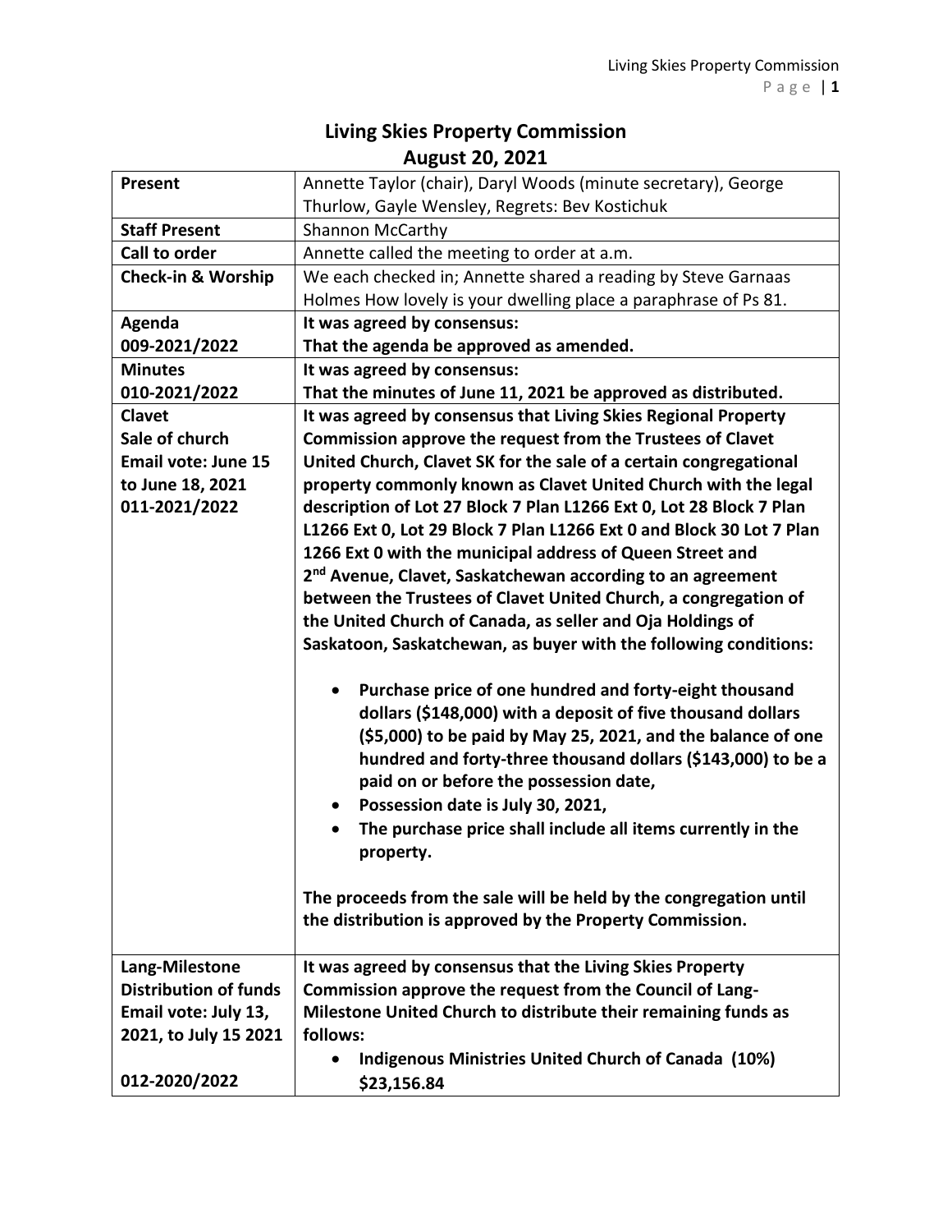# Living Skies Property Commission
## August 20, 2021

| | |
|---|---|
| **Present** | Annette Taylor (chair), Daryl Woods (minute secretary), George Thurlow, Gayle Wensley, Regrets: Bev Kostichuk |
| **Staff Present** | Shannon McCarthy |
| **Call to order** | Annette called the meeting to order at a.m. |
| **Check-in & Worship** | We each checked in; Annette shared a reading by Steve Garnaas Holmes How lovely is your dwelling place a paraphrase of Ps 81. |
| **Agenda**<br>**009-2021/2022** | **It was agreed by consensus:**<br>**That the agenda be approved as amended.** |
| **Minutes**<br>**010-2021/2022** | **It was agreed by consensus:**<br>**That the minutes of June 11, 2021 be approved as distributed.** |
| **Clavet**<br>**Sale of church**<br>**Email vote: June 15 to June 18, 2021**<br>**011-2021/2022** | **It was agreed by consensus that Living Skies Regional Property Commission approve the request from the Trustees of Clavet United Church, Clavet SK for the sale of a certain congregational property commonly known as Clavet United Church with the legal description of Lot 27 Block 7 Plan L1266 Ext 0, Lot 28 Block 7 Plan L1266 Ext 0, Lot 29 Block 7 Plan L1266 Ext 0 and Block 30 Lot 7 Plan 1266 Ext 0 with the municipal address of Queen Street and 2nd Avenue, Clavet, Saskatchewan according to an agreement between the Trustees of Clavet United Church, a congregation of the United Church of Canada, as seller and Oja Holdings of Saskatoon, Saskatchewan, as buyer with the following conditions:**<br><br>• **Purchase price of one hundred and forty-eight thousand dollars ($148,000) with a deposit of five thousand dollars ($5,000) to be paid by May 25, 2021, and the balance of one hundred and forty-three thousand dollars ($143,000) to be a paid on or before the possession date,**<br>• **Possession date is July 30, 2021,**<br>• **The purchase price shall include all items currently in the property.**<br><br>**The proceeds from the sale will be held by the congregation until the distribution is approved by the Property Commission.** |
| **Lang-Milestone**<br>**Distribution of funds**<br>**Email vote: July 13, 2021, to July 15 2021**<br><br>**012-2020/2022** | **It was agreed by consensus that the Living Skies Property Commission approve the request from the Council of Lang-Milestone United Church to distribute their remaining funds as follows:**<br>• **Indigenous Ministries United Church of Canada (10%) $23,156.84** |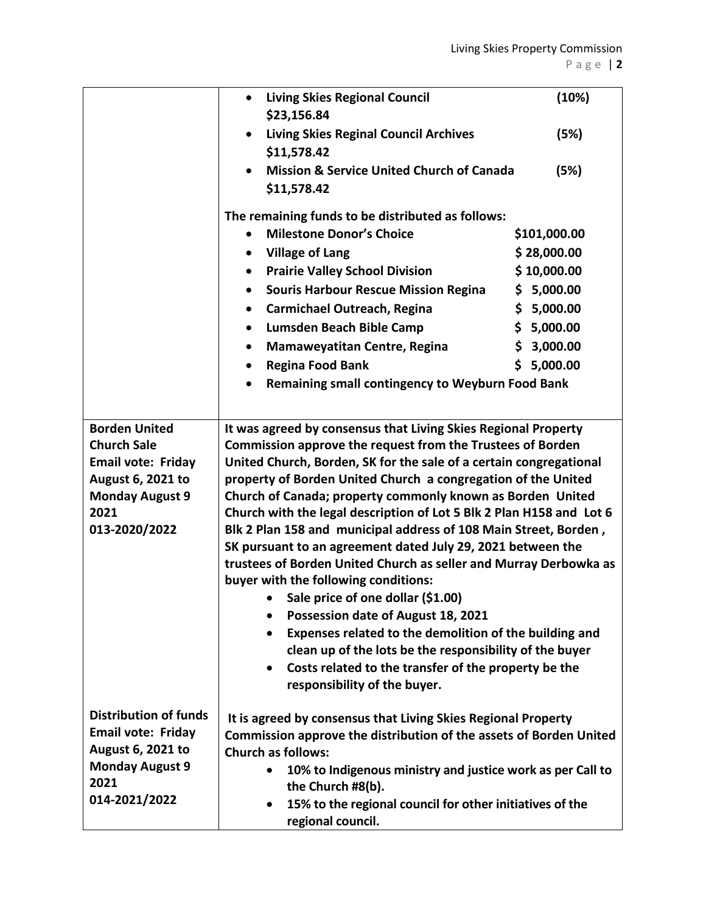| | |
|---|---|
| | • **Living Skies Regional Council (10%) $23,156.84**<br>• **Living Skies Reginal Council Archives (5%) $11,578.42**<br>• **Mission & Service United Church of Canada (5%) $11,578.42**<br><br>**The remaining funds to be distributed as follows:**<br>• **Milestone Donor's Choice $101,000.00**<br>• **Village of Lang $ 28,000.00**<br>• **Prairie Valley School Division $ 10,000.00**<br>• **Souris Harbour Rescue Mission Regina $ 5,000.00**<br>• **Carmichael Outreach, Regina $ 5,000.00**<br>• **Lumsden Beach Bible Camp $ 5,000.00**<br>• **Mamaweyatitan Centre, Regina $ 3,000.00**<br>• **Regina Food Bank $ 5,000.00**<br>• **Remaining small contingency to Weyburn Food Bank** |
| **Borden United Church Sale**<br>**Email vote: Friday August 6, 2021 to Monday August 9 2021**<br>**013-2020/2022**<br><br><br><br><br><br><br><br><br><br>**Distribution of funds**<br>**Email vote: Friday August 6, 2021 to Monday August 9 2021**<br>**014-2021/2022** | **It was agreed by consensus that Living Skies Regional Property Commission approve the request from the Trustees of Borden United Church, Borden, SK for the sale of a certain congregational property of Borden United Church a congregation of the United Church of Canada; property commonly known as Borden United Church with the legal description of Lot 5 Blk 2 Plan H158 and Lot 6 Blk 2 Plan 158 and municipal address of 108 Main Street, Borden, SK pursuant to an agreement dated July 29, 2021 between the trustees of Borden United Church as seller and Murray Derbowka as buyer with the following conditions:**<br>• **Sale price of one dollar ($1.00)**<br>• **Possession date of August 18, 2021**<br>• **Expenses related to the demolition of the building and clean up of the lots be the responsibility of the buyer**<br>• **Costs related to the transfer of the property be the responsibility of the buyer.**<br><br>**It is agreed by consensus that Living Skies Regional Property Commission approve the distribution of the assets of Borden United Church as follows:**<br>• **10% to Indigenous ministry and justice work as per Call to the Church #8(b).**<br>• **15% to the regional council for other initiatives of the regional council.** |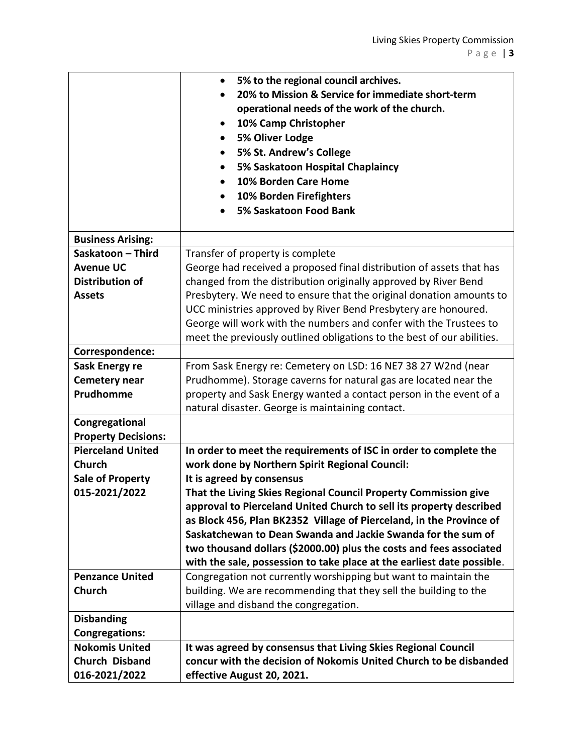| | |
|---|---|
| | • **5% to the regional council archives.**<br>• **20% to Mission & Service for immediate short-term operational needs of the work of the church.**<br>• **10% Camp Christopher**<br>• **5% Oliver Lodge**<br>• **5% St. Andrew's College**<br>• **5% Saskatoon Hospital Chaplaincy**<br>• **10% Borden Care Home**<br>• **10% Borden Firefighters**<br>• **5% Saskatoon Food Bank** |
| **Business Arising:** | |
| **Saskatoon – Third Avenue UC Distribution of Assets** | Transfer of property is complete<br>George had received a proposed final distribution of assets that has changed from the distribution originally approved by River Bend Presbytery. We need to ensure that the original donation amounts to UCC ministries approved by River Bend Presbytery are honoured. George will work with the numbers and confer with the Trustees to meet the previously outlined obligations to the best of our abilities. |
| **Correspondence:** | |
| **Sask Energy re Cemetery near Prudhomme** | From Sask Energy re: Cemetery on LSD: 16 NE7 38 27 W2nd (near Prudhomme). Storage caverns for natural gas are located near the property and Sask Energy wanted a contact person in the event of a natural disaster. George is maintaining contact. |
| **Congregational Property Decisions:** | |
| **Pierceland United Church Sale of Property 015-2021/2022** | **In order to meet the requirements of ISC in order to complete the work done by Northern Spirit Regional Council:**<br>**It is agreed by consensus**<br>**That the Living Skies Regional Council Property Commission give approval to Pierceland United Church to sell its property described as Block 456, Plan BK2352 Village of Pierceland, in the Province of Saskatchewan to Dean Swanda and Jackie Swanda for the sum of two thousand dollars ($2000.00) plus the costs and fees associated with the sale, possession to take place at the earliest date possible**. |
| **Penzance United Church** | Congregation not currently worshipping but want to maintain the building. We are recommending that they sell the building to the village and disband the congregation. |
| **Disbanding Congregations:** | |
| **Nokomis United Church Disband 016-2021/2022** | **It was agreed by consensus that Living Skies Regional Council concur with the decision of Nokomis United Church to be disbanded effective August 20, 2021.** |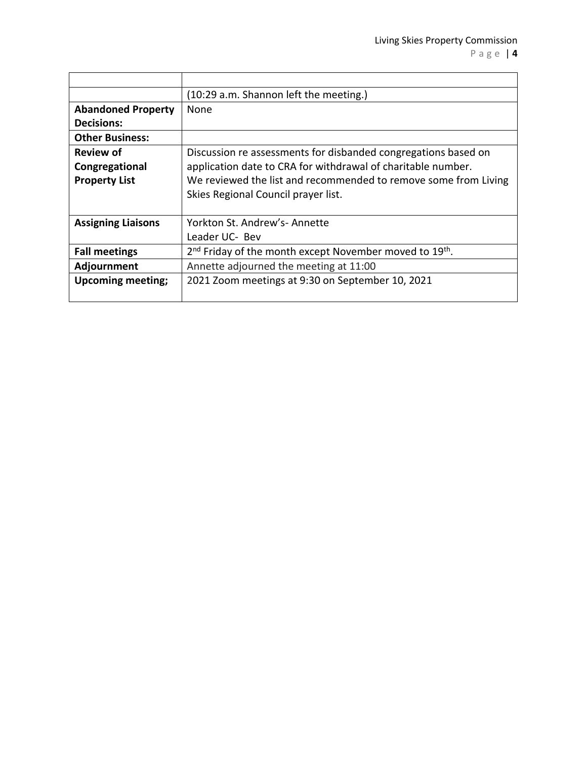| | |
|---|---|
| | |
| | (10:29 a.m. Shannon left the meeting.) |
| **Abandoned Property Decisions:** | None |
| **Other Business:** | |
| **Review of Congregational Property List** | Discussion re assessments for disbanded congregations based on application date to CRA for withdrawal of charitable number.<br>We reviewed the list and recommended to remove some from Living Skies Regional Council prayer list. |
| **Assigning Liaisons** | Yorkton St. Andrew's- Annette<br>Leader UC- Bev |
| **Fall meetings** | 2nd Friday of the month except November moved to 19th. |
| **Adjournment** | Annette adjourned the meeting at 11:00 |
| **Upcoming meeting;** | 2021 Zoom meetings at 9:30 on September 10, 2021 |